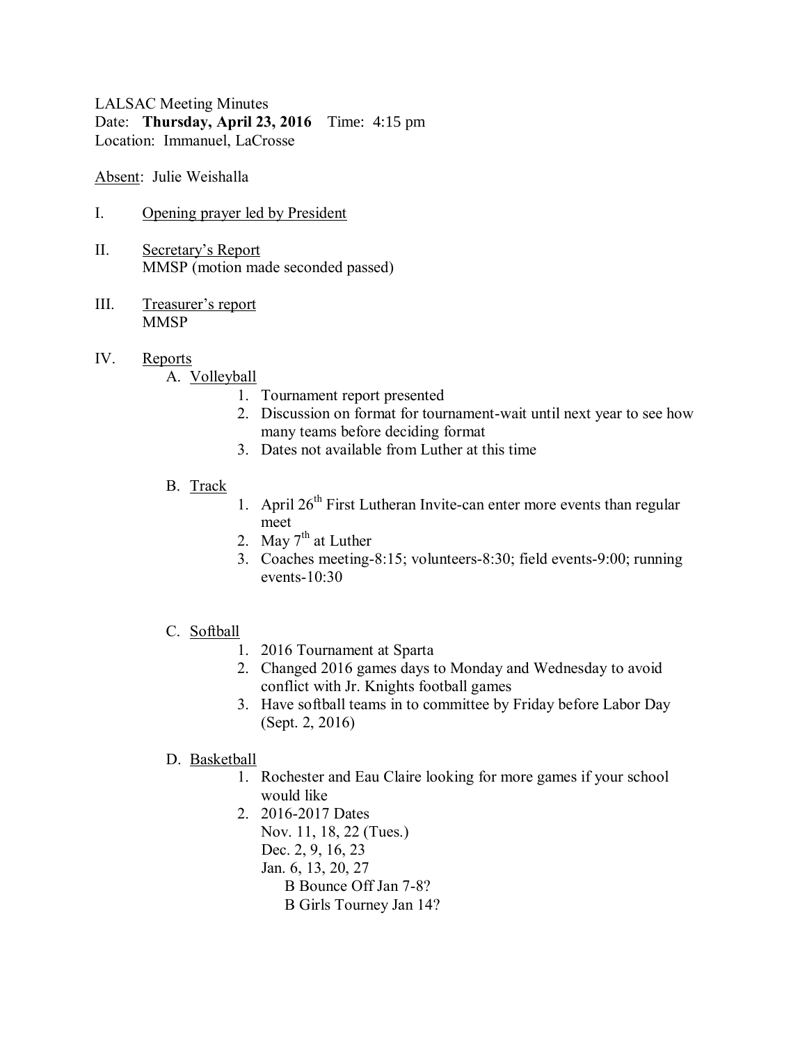LALSAC Meeting Minutes
Date: **Thursday, April 23, 2016** Time: 4:15 pm
Location: Immanuel, LaCrosse

Absent: Julie Weishalla

I. Opening prayer led by President

II. Secretary's Report
MMSP (motion made seconded passed)

III. Treasurer's report
MMSP

IV. Reports

A. Volleyball
1. Tournament report presented
2. Discussion on format for tournament-wait until next year to see how many teams before deciding format
3. Dates not available from Luther at this time

B. Track
1. April 26th First Lutheran Invite-can enter more events than regular meet
2. May 7th at Luther
3. Coaches meeting-8:15; volunteers-8:30; field events-9:00; running events-10:30

C. Softball
1. 2016 Tournament at Sparta
2. Changed 2016 games days to Monday and Wednesday to avoid conflict with Jr. Knights football games
3. Have softball teams in to committee by Friday before Labor Day (Sept. 2, 2016)

D. Basketball
1. Rochester and Eau Claire looking for more games if your school would like
2. 2016-2017 Dates
   Nov. 11, 18, 22 (Tues.)
   Dec. 2, 9, 16, 23
   Jan. 6, 13, 20, 27
   - B Bounce Off Jan 7-8?
   - B Girls Tourney Jan 14?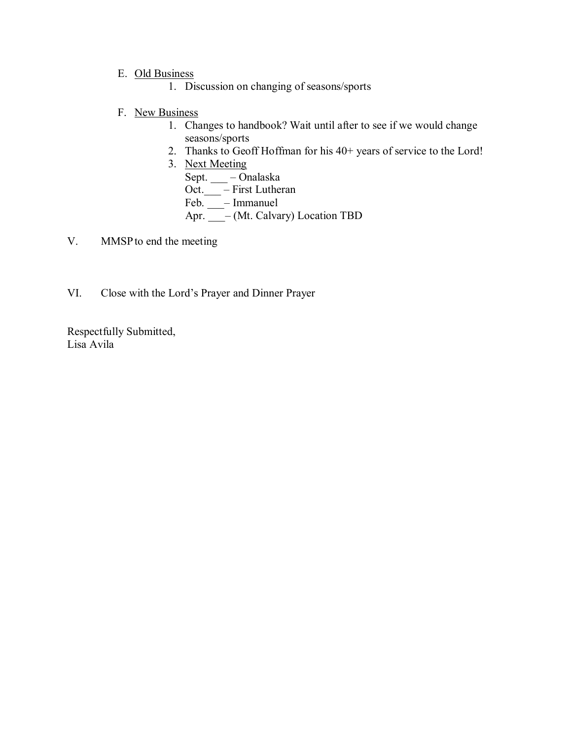E. <u>Old Business</u>
    1. Discussion on changing of seasons/sports

F. <u>New Business</u>
    1. Changes to handbook? Wait until after to see if we would change seasons/sports
    2. Thanks to Geoff Hoffman for his 40+ years of service to the Lord!
    3. <u>Next Meeting</u>
       Sept. ___ – Onalaska
       Oct.___ – First Lutheran
       Feb. ___– Immanuel
       Apr. ___– (Mt. Calvary) Location TBD

V. MMSP to end the meeting

VI. Close with the Lord's Prayer and Dinner Prayer

Respectfully Submitted,
Lisa Avila